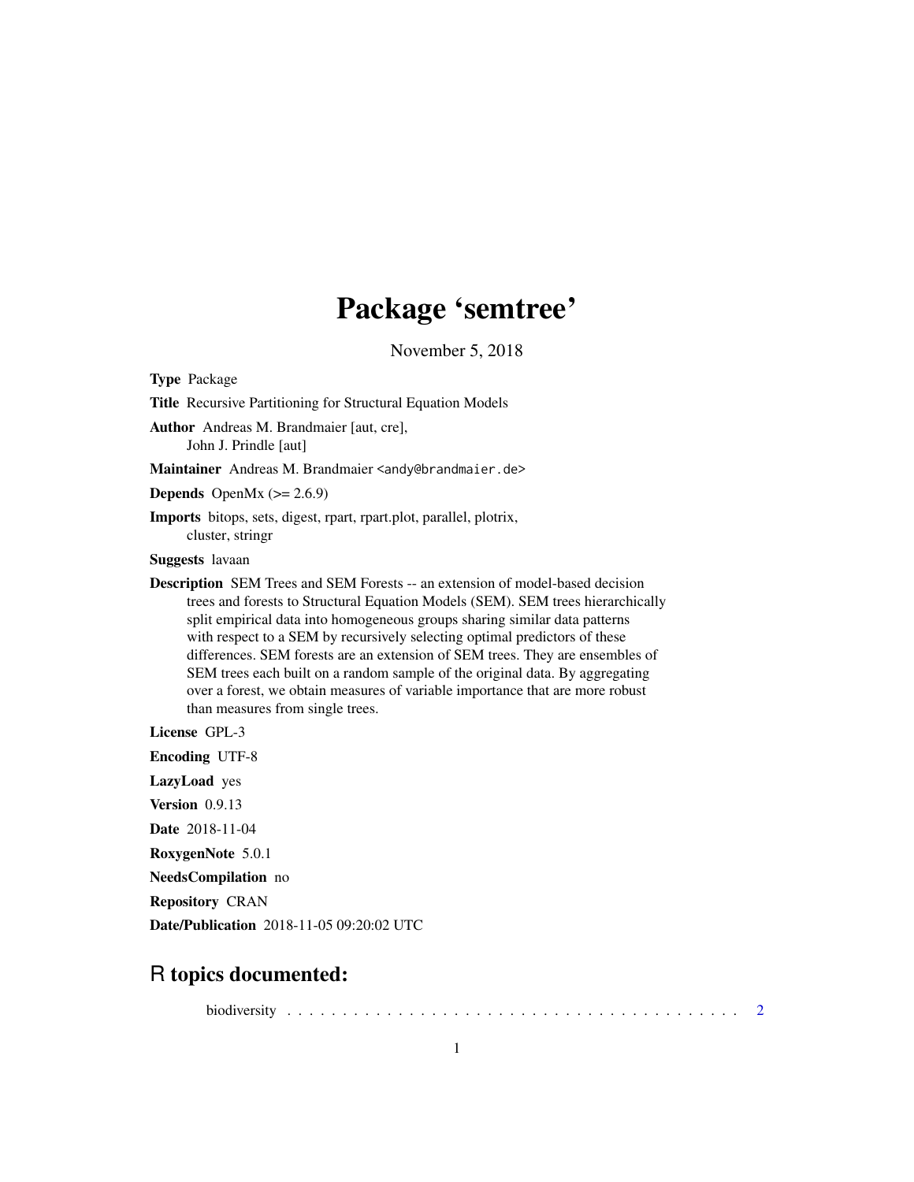# Package 'semtree'

November 5, 2018

**Type** Package

**Title** Recursive Partitioning for Structural Equation Models

**Author** Andreas M. Brandmaier [aut, cre],
John J. Prindle [aut]

**Maintainer** Andreas M. Brandmaier <andy@brandmaier.de>

**Depends** OpenMx (>= 2.6.9)

**Imports** bitops, sets, digest, rpart, rpart.plot, parallel, plotrix,
cluster, stringr

**Suggests** lavaan

**Description** SEM Trees and SEM Forests -- an extension of model-based decision trees and forests to Structural Equation Models (SEM). SEM trees hierarchically split empirical data into homogeneous groups sharing similar data patterns with respect to a SEM by recursively selecting optimal predictors of these differences. SEM forests are an extension of SEM trees. They are ensembles of SEM trees each built on a random sample of the original data. By aggregating over a forest, we obtain measures of variable importance that are more robust than measures from single trees.

**License** GPL-3

**Encoding** UTF-8

**LazyLoad** yes

**Version** 0.9.13

**Date** 2018-11-04

**RoxygenNote** 5.0.1

**NeedsCompilation** no

**Repository** CRAN

**Date/Publication** 2018-11-05 09:20:02 UTC

## R topics documented:

biodiversity . . . . . . . . . . . . . . . . . . . . . . . . . . . . . . . . . . . . . . . . . . . 2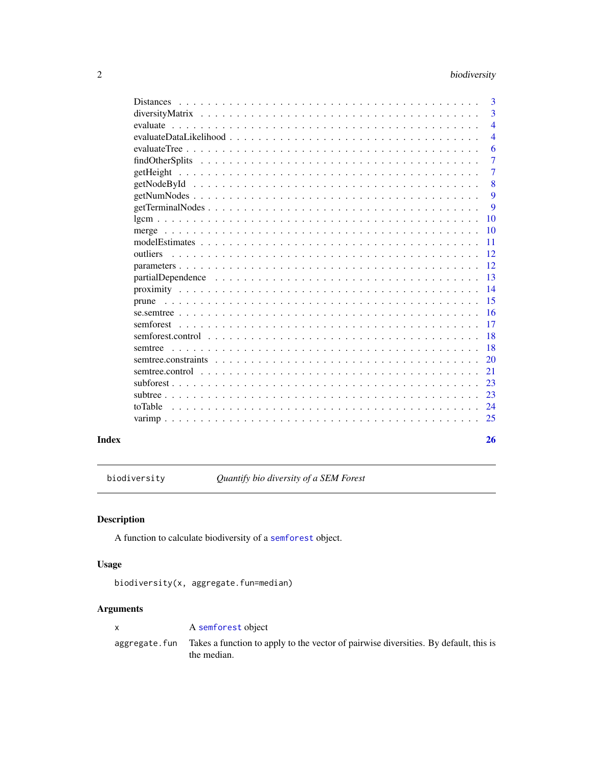| | |
|---|---|
| Distances | 3 |
| diversityMatrix | 3 |
| evaluate | 4 |
| evaluateDataLikelihood | 4 |
| evaluateTree | 6 |
| findOtherSplits | 7 |
| getHeight | 7 |
| getNodeById | 8 |
| getNumNodes | 9 |
| getTerminalNodes | 9 |
| lgcm | 10 |
| merge | 10 |
| modelEstimates | 11 |
| outliers | 12 |
| parameters | 12 |
| partialDependence | 13 |
| proximity | 14 |
| prune | 15 |
| se.semtree | 16 |
| semforest | 17 |
| semforest.control | 18 |
| semtree | 18 |
| semtree.constraints | 20 |
| semtree.control | 21 |
| subforest | 23 |
| subtree | 23 |
| toTable | 24 |
| varimp | 25 |

**Index** **26**

---

`biodiversity` *Quantify bio diversity of a SEM Forest*

---

## Description

A function to calculate biodiversity of a `semforest` object.

## Usage

```
biodiversity(x, aggregate.fun=median)
```

## Arguments

| | |
|---|---|
| `x` | A `semforest` object |
| `aggregate.fun` | Takes a function to apply to the vector of pairwise diversities. By default, this is the median. |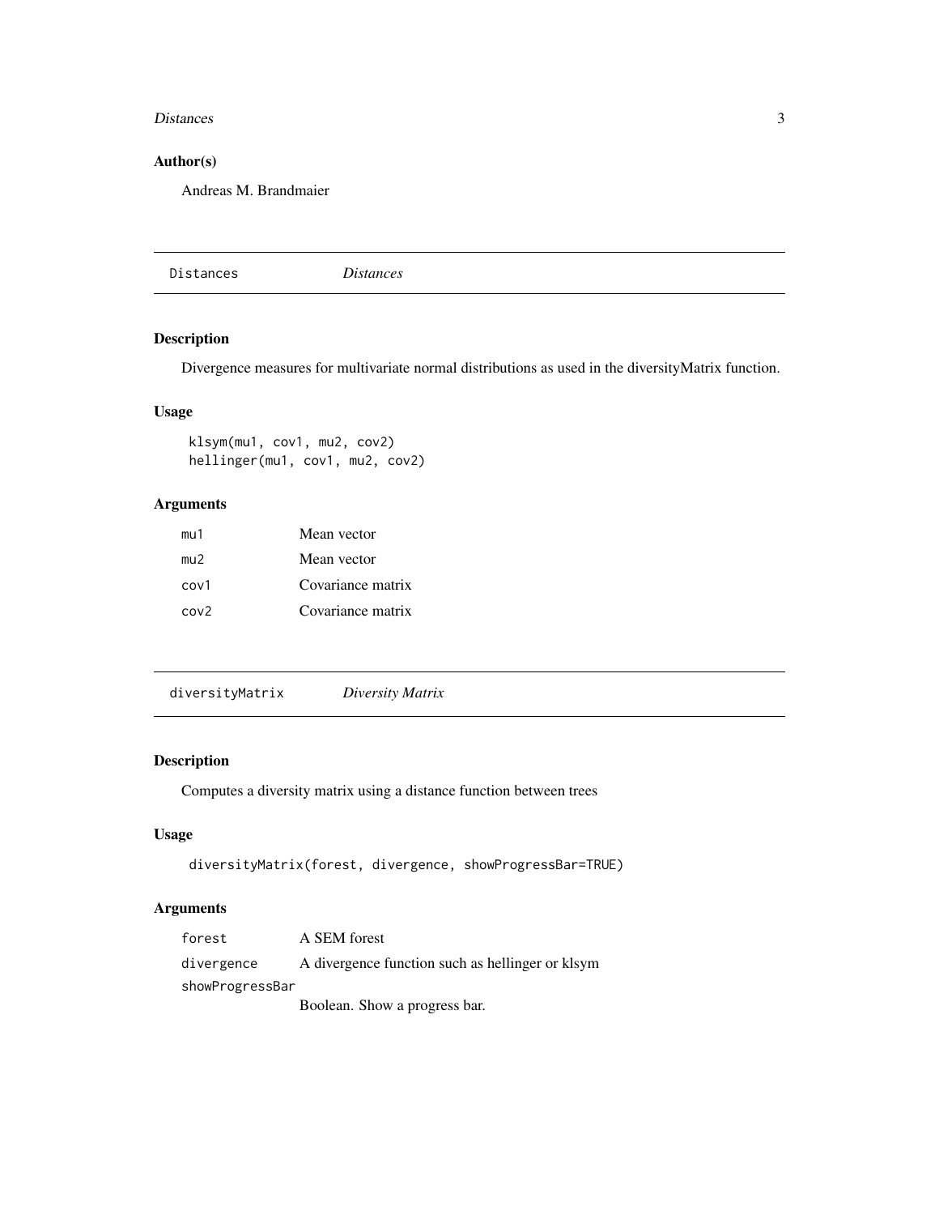## Author(s)

Andreas M. Brandmaier

---

`Distances` *Distances*

---

## Description

Divergence measures for multivariate normal distributions as used in the diversityMatrix function.

## Usage

```
klsym(mu1, cov1, mu2, cov2)
hellinger(mu1, cov1, mu2, cov2)
```

## Arguments

| | |
|---|---|
| `mu1` | Mean vector |
| `mu2` | Mean vector |
| `cov1` | Covariance matrix |
| `cov2` | Covariance matrix |

---

`diversityMatrix` *Diversity Matrix*

---

## Description

Computes a diversity matrix using a distance function between trees

## Usage

```
diversityMatrix(forest, divergence, showProgressBar=TRUE)
```

## Arguments

| | |
|---|---|
| `forest` | A SEM forest |
| `divergence` | A divergence function such as hellinger or klsym |
| `showProgressBar` | Boolean. Show a progress bar. |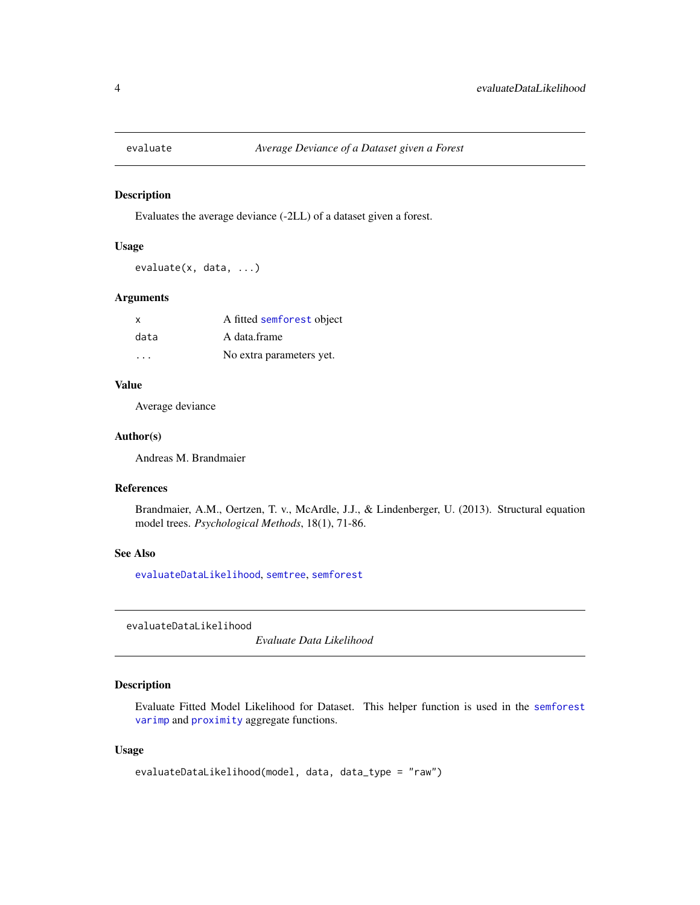## evaluate — *Average Deviance of a Dataset given a Forest*

### Description

Evaluates the average deviance (-2LL) of a dataset given a forest.

### Usage

```
evaluate(x, data, ...)
```

### Arguments

| | |
|---|---|
| x | A fitted semforest object |
| data | A data.frame |
| ... | No extra parameters yet. |

### Value

Average deviance

### Author(s)

Andreas M. Brandmaier

### References

Brandmaier, A.M., Oertzen, T. v., McArdle, J.J., & Lindenberger, U. (2013). Structural equation model trees. *Psychological Methods*, 18(1), 71-86.

### See Also

evaluateDataLikelihood, semtree, semforest

## evaluateDataLikelihood — *Evaluate Data Likelihood*

### Description

Evaluate Fitted Model Likelihood for Dataset. This helper function is used in the semforest varimp and proximity aggregate functions.

### Usage

```
evaluateDataLikelihood(model, data, data_type = "raw")
```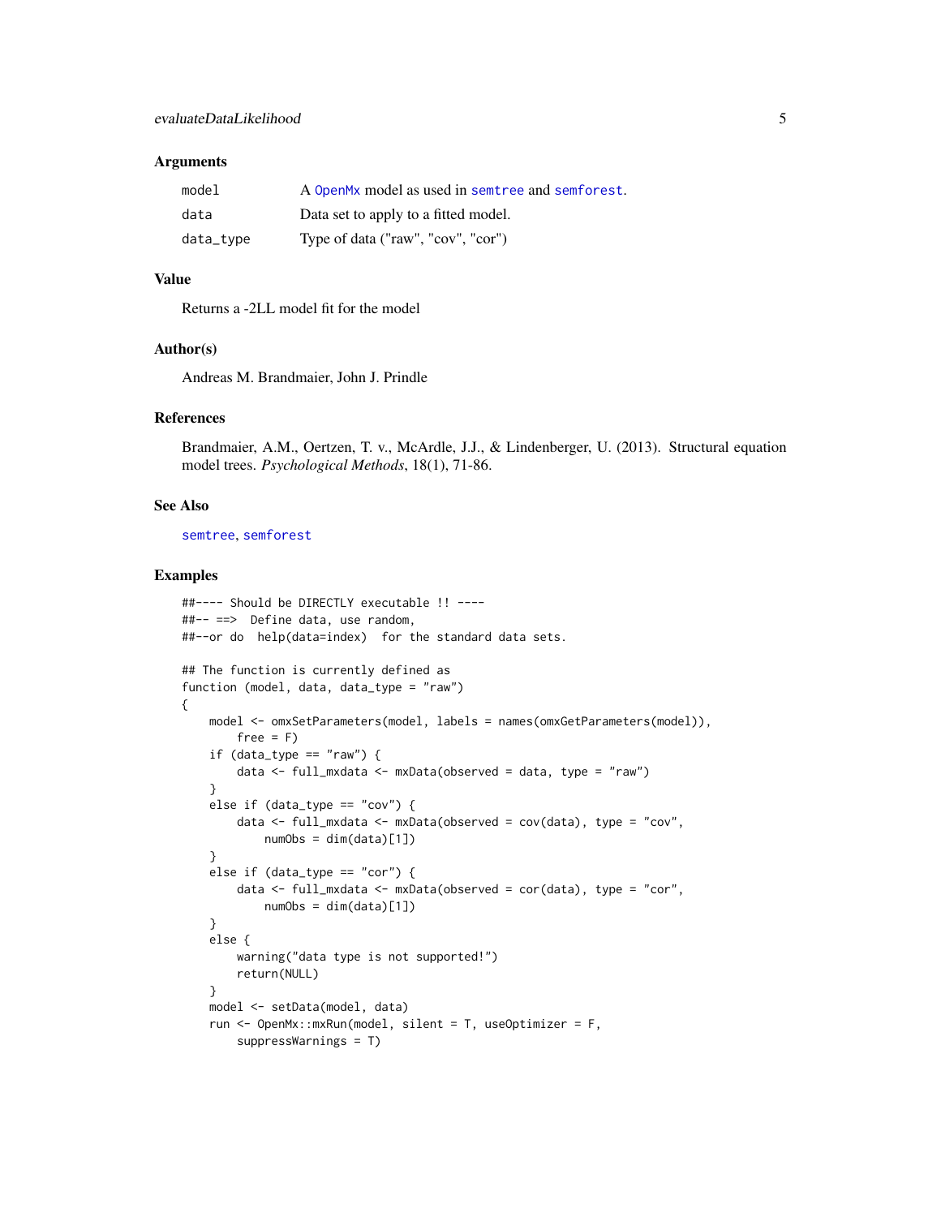### Arguments

| | |
|---|---|
| model | A OpenMx model as used in semtree and semforest. |
| data | Data set to apply to a fitted model. |
| data_type | Type of data ("raw", "cov", "cor") |

### Value

Returns a -2LL model fit for the model

### Author(s)

Andreas M. Brandmaier, John J. Prindle

### References

Brandmaier, A.M., Oertzen, T. v., McArdle, J.J., & Lindenberger, U. (2013). Structural equation model trees. *Psychological Methods*, 18(1), 71-86.

### See Also

semtree, semforest

### Examples

```
##---- Should be DIRECTLY executable !! ----
##-- ==>  Define data, use random,
##--or do  help(data=index)  for the standard data sets.

## The function is currently defined as
function (model, data, data_type = "raw")
{
    model <- omxSetParameters(model, labels = names(omxGetParameters(model)),
        free = F)
    if (data_type == "raw") {
        data <- full_mxdata <- mxData(observed = data, type = "raw")
    }
    else if (data_type == "cov") {
        data <- full_mxdata <- mxData(observed = cov(data), type = "cov",
            numObs = dim(data)[1])
    }
    else if (data_type == "cor") {
        data <- full_mxdata <- mxData(observed = cor(data), type = "cor",
            numObs = dim(data)[1])
    }
    else {
        warning("data type is not supported!")
        return(NULL)
    }
    model <- setData(model, data)
    run <- OpenMx::mxRun(model, silent = T, useOptimizer = F,
        suppressWarnings = T)
```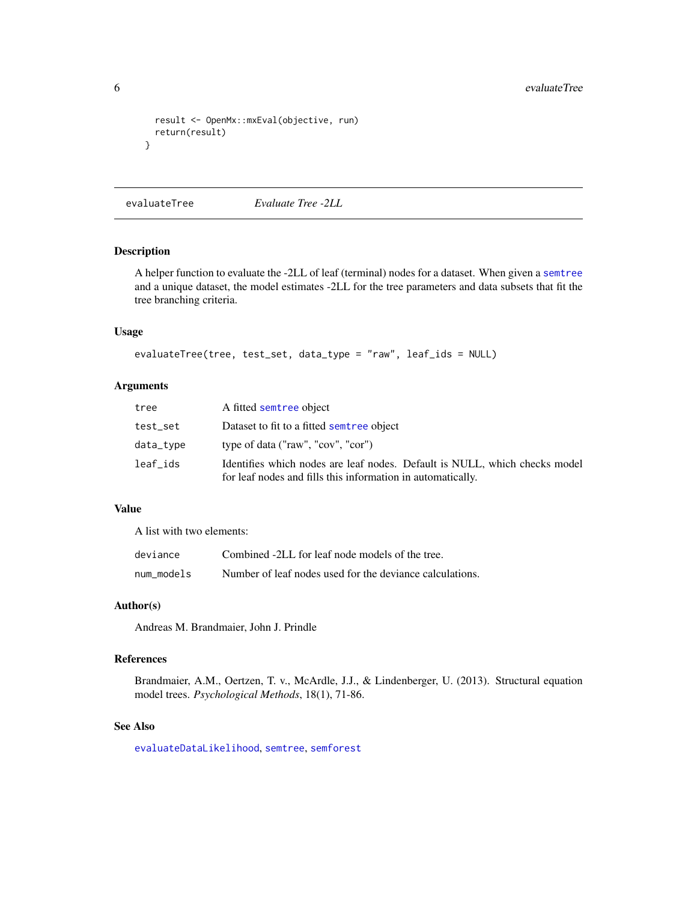```
  result <- OpenMx::mxEval(objective, run)
  return(result)
}
```

---

## evaluateTree    *Evaluate Tree -2LL*

### Description

A helper function to evaluate the -2LL of leaf (terminal) nodes for a dataset. When given a semtree and a unique dataset, the model estimates -2LL for the tree parameters and data subsets that fit the tree branching criteria.

### Usage

```
evaluateTree(tree, test_set, data_type = "raw", leaf_ids = NULL)
```

### Arguments

| | |
|---|---|
| tree | A fitted semtree object |
| test_set | Dataset to fit to a fitted semtree object |
| data_type | type of data ("raw", "cov", "cor") |
| leaf_ids | Identifies which nodes are leaf nodes. Default is NULL, which checks model for leaf nodes and fills this information in automatically. |

### Value

A list with two elements:

| | |
|---|---|
| deviance | Combined -2LL for leaf node models of the tree. |
| num_models | Number of leaf nodes used for the deviance calculations. |

### Author(s)

Andreas M. Brandmaier, John J. Prindle

### References

Brandmaier, A.M., Oertzen, T. v., McArdle, J.J., & Lindenberger, U. (2013). Structural equation model trees. *Psychological Methods*, 18(1), 71-86.

### See Also

evaluateDataLikelihood, semtree, semforest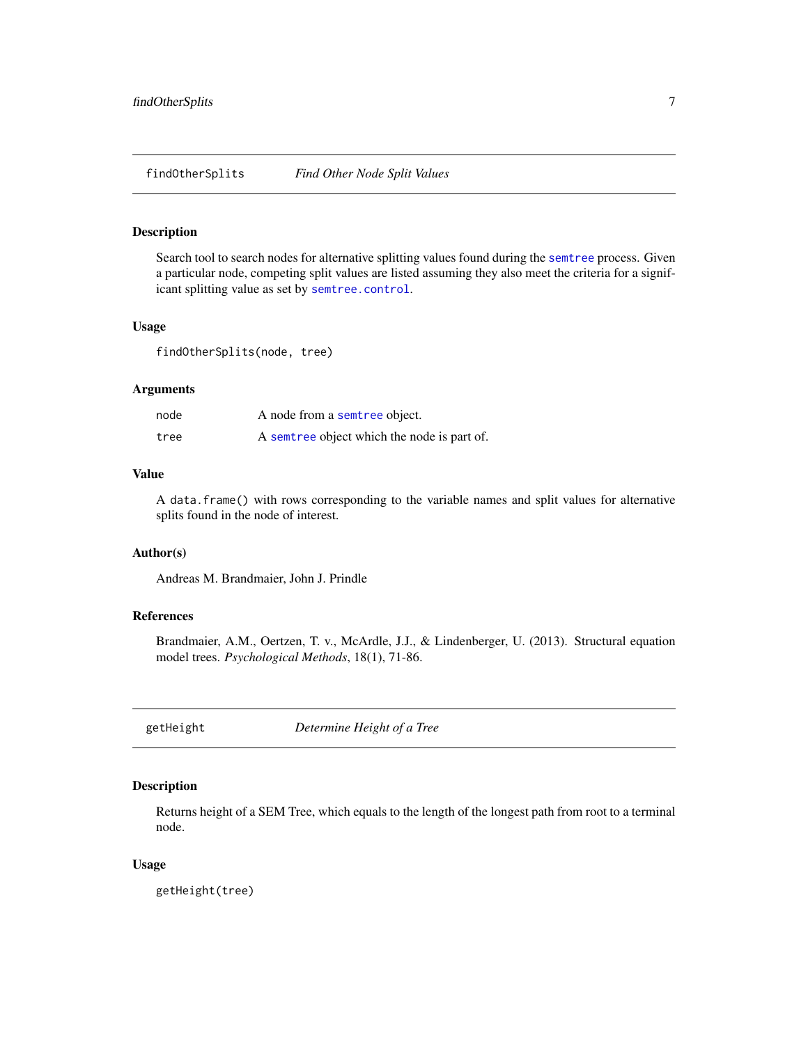## findOtherSplits — *Find Other Node Split Values*

### Description

Search tool to search nodes for alternative splitting values found during the `semtree` process. Given a particular node, competing split values are listed assuming they also meet the criteria for a significant splitting value as set by `semtree.control`.

### Usage

```
findOtherSplits(node, tree)
```

### Arguments

| | |
|---|---|
| `node` | A node from a `semtree` object. |
| `tree` | A `semtree` object which the node is part of. |

### Value

A `data.frame()` with rows corresponding to the variable names and split values for alternative splits found in the node of interest.

### Author(s)

Andreas M. Brandmaier, John J. Prindle

### References

Brandmaier, A.M., Oertzen, T. v., McArdle, J.J., & Lindenberger, U. (2013). Structural equation model trees. *Psychological Methods*, 18(1), 71-86.

## getHeight — *Determine Height of a Tree*

### Description

Returns height of a SEM Tree, which equals to the length of the longest path from root to a terminal node.

### Usage

```
getHeight(tree)
```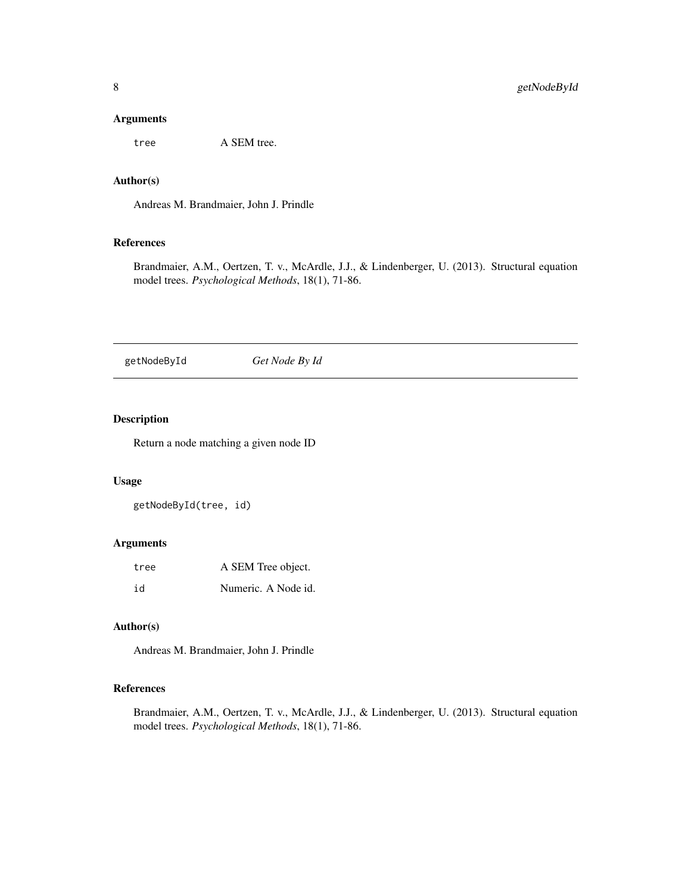### Arguments

| | |
|---|---|
| `tree` | A SEM tree. |

### Author(s)

Andreas M. Brandmaier, John J. Prindle

### References

Brandmaier, A.M., Oertzen, T. v., McArdle, J.J., & Lindenberger, U. (2013). Structural equation model trees. *Psychological Methods*, 18(1), 71-86.

---

## getNodeById — *Get Node By Id*

---

### Description

Return a node matching a given node ID

### Usage

```
getNodeById(tree, id)
```

### Arguments

| | |
|---|---|
| `tree` | A SEM Tree object. |
| `id` | Numeric. A Node id. |

### Author(s)

Andreas M. Brandmaier, John J. Prindle

### References

Brandmaier, A.M., Oertzen, T. v., McArdle, J.J., & Lindenberger, U. (2013). Structural equation model trees. *Psychological Methods*, 18(1), 71-86.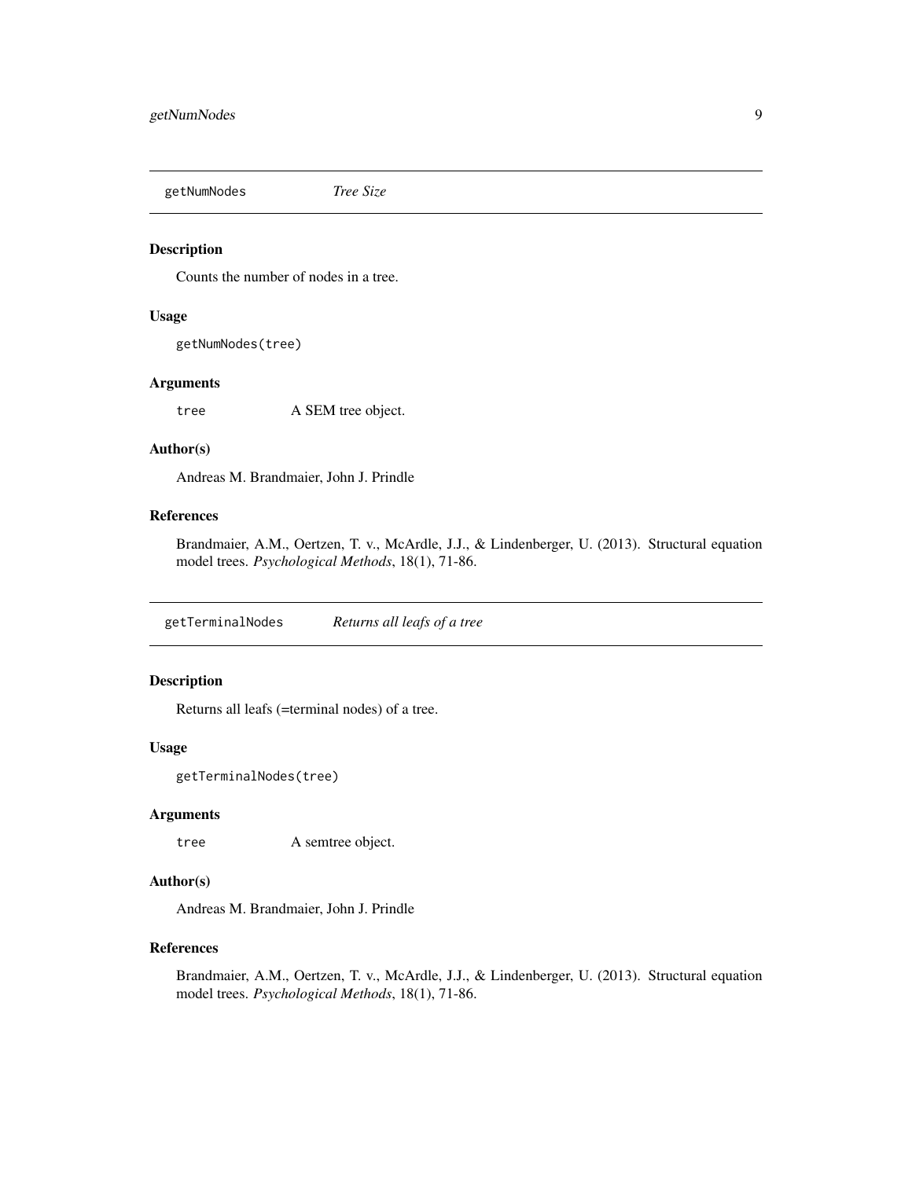## getNumNodes *Tree Size*

### Description

Counts the number of nodes in a tree.

### Usage

```
getNumNodes(tree)
```

### Arguments

`tree` A SEM tree object.

### Author(s)

Andreas M. Brandmaier, John J. Prindle

### References

Brandmaier, A.M., Oertzen, T. v., McArdle, J.J., & Lindenberger, U. (2013). Structural equation model trees. *Psychological Methods*, 18(1), 71-86.

## getTerminalNodes *Returns all leafs of a tree*

### Description

Returns all leafs (=terminal nodes) of a tree.

### Usage

```
getTerminalNodes(tree)
```

### Arguments

`tree` A semtree object.

### Author(s)

Andreas M. Brandmaier, John J. Prindle

### References

Brandmaier, A.M., Oertzen, T. v., McArdle, J.J., & Lindenberger, U. (2013). Structural equation model trees. *Psychological Methods*, 18(1), 71-86.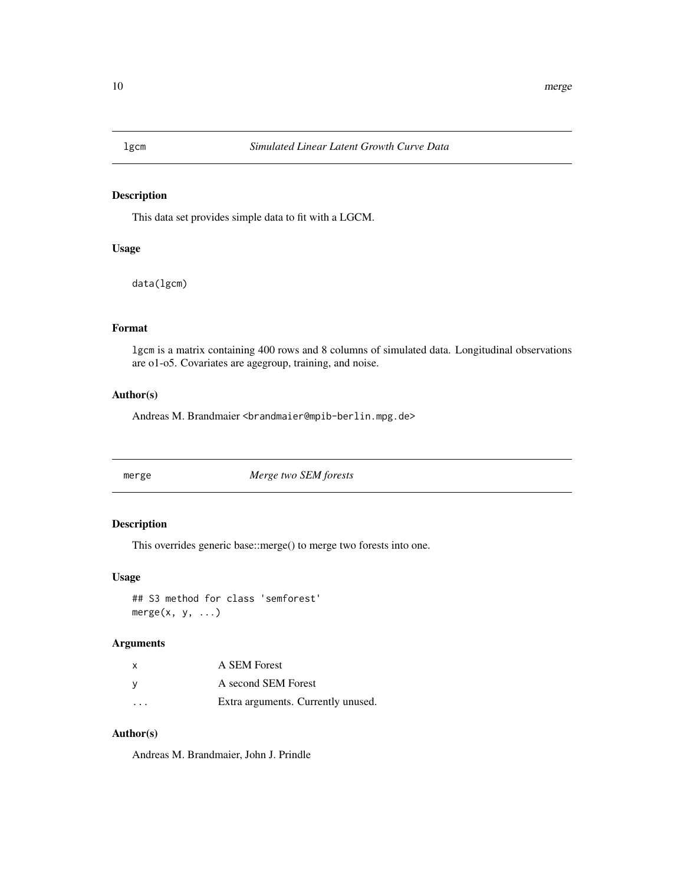## lgcm — *Simulated Linear Latent Growth Curve Data*

### Description

This data set provides simple data to fit with a LGCM.

### Usage

```
data(lgcm)
```

### Format

`lgcm` is a matrix containing 400 rows and 8 columns of simulated data. Longitudinal observations are o1-o5. Covariates are agegroup, training, and noise.

### Author(s)

Andreas M. Brandmaier <brandmaier@mpib-berlin.mpg.de>

## merge — *Merge two SEM forests*

### Description

This overrides generic base::merge() to merge two forests into one.

### Usage

```
## S3 method for class 'semforest'
merge(x, y, ...)
```

### Arguments

| | |
|---|---|
| x | A SEM Forest |
| y | A second SEM Forest |
| ... | Extra arguments. Currently unused. |

### Author(s)

Andreas M. Brandmaier, John J. Prindle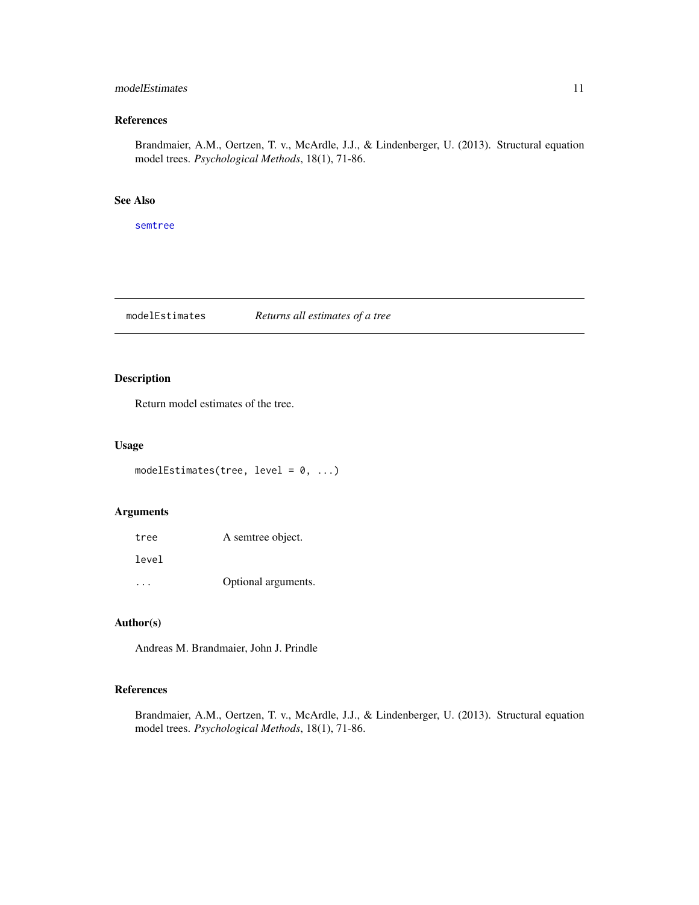### References

Brandmaier, A.M., Oertzen, T. v., McArdle, J.J., & Lindenberger, U. (2013). Structural equation model trees. *Psychological Methods*, 18(1), 71-86.

### See Also

semtree

---

## modelEstimates *Returns all estimates of a tree*

### Description

Return model estimates of the tree.

### Usage

```
modelEstimates(tree, level = 0, ...)
```

### Arguments

| | |
|---|---|
| tree | A semtree object. |
| level | |
| ... | Optional arguments. |

### Author(s)

Andreas M. Brandmaier, John J. Prindle

### References

Brandmaier, A.M., Oertzen, T. v., McArdle, J.J., & Lindenberger, U. (2013). Structural equation model trees. *Psychological Methods*, 18(1), 71-86.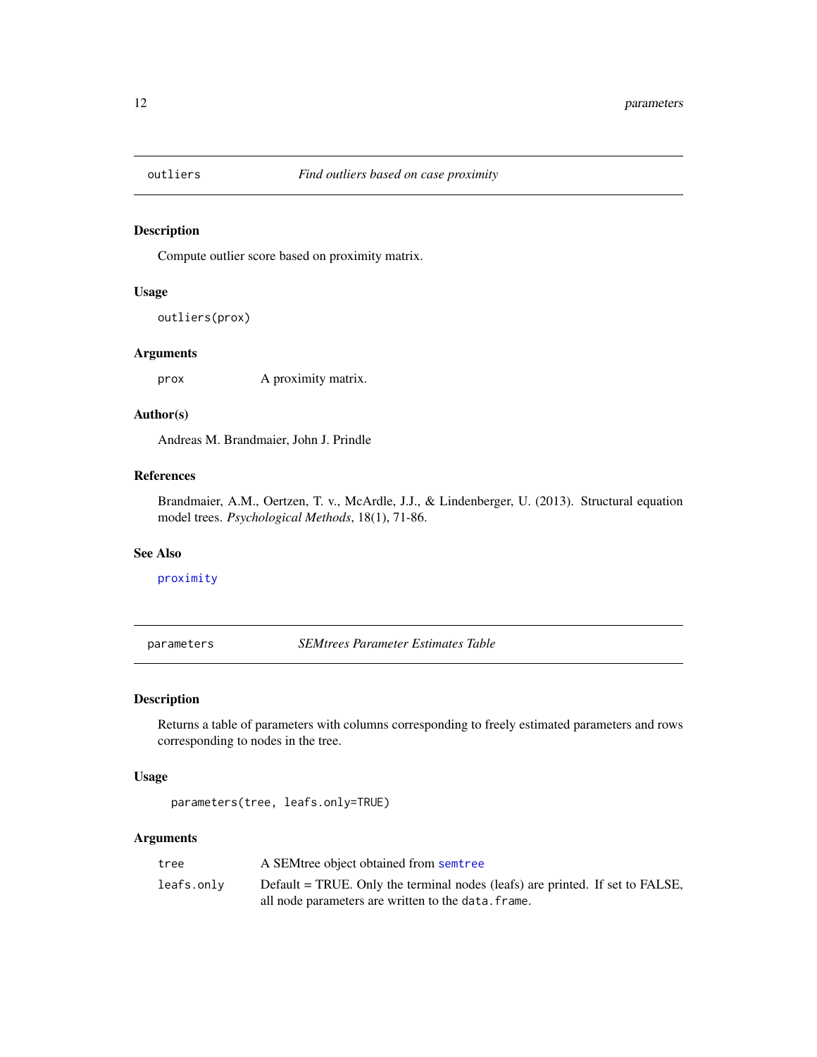## outliers — *Find outliers based on case proximity*

### Description

Compute outlier score based on proximity matrix.

### Usage

```
outliers(prox)
```

### Arguments

| | |
|---|---|
| prox | A proximity matrix. |

### Author(s)

Andreas M. Brandmaier, John J. Prindle

### References

Brandmaier, A.M., Oertzen, T. v., McArdle, J.J., & Lindenberger, U. (2013). Structural equation model trees. *Psychological Methods*, 18(1), 71-86.

### See Also

proximity

## parameters — *SEMtrees Parameter Estimates Table*

### Description

Returns a table of parameters with columns corresponding to freely estimated parameters and rows corresponding to nodes in the tree.

### Usage

```
parameters(tree, leafs.only=TRUE)
```

### Arguments

| | |
|---|---|
| tree | A SEMtree object obtained from semtree |
| leafs.only | Default = TRUE. Only the terminal nodes (leafs) are printed. If set to FALSE, all node parameters are written to the data.frame. |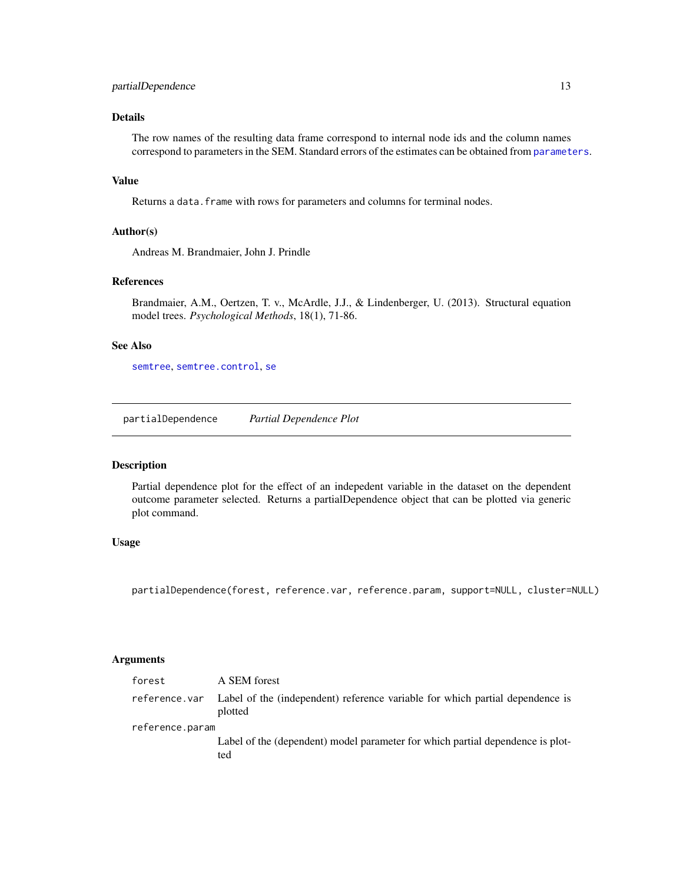## Details

The row names of the resulting data frame correspond to internal node ids and the column names correspond to parameters in the SEM. Standard errors of the estimates can be obtained from parameters.

## Value

Returns a `data.frame` with rows for parameters and columns for terminal nodes.

## Author(s)

Andreas M. Brandmaier, John J. Prindle

## References

Brandmaier, A.M., Oertzen, T. v., McArdle, J.J., & Lindenberger, U. (2013). Structural equation model trees. *Psychological Methods*, 18(1), 71-86.

## See Also

semtree, semtree.control, se

---

# partialDependence *Partial Dependence Plot*

## Description

Partial dependence plot for the effect of an indepedent variable in the dataset on the dependent outcome parameter selected. Returns a partialDependence object that can be plotted via generic plot command.

## Usage

```
partialDependence(forest, reference.var, reference.param, support=NULL, cluster=NULL)
```

## Arguments

| | |
|---|---|
| forest | A SEM forest |
| reference.var | Label of the (independent) reference variable for which partial dependence is plotted |
| reference.param | Label of the (dependent) model parameter for which partial dependence is plotted |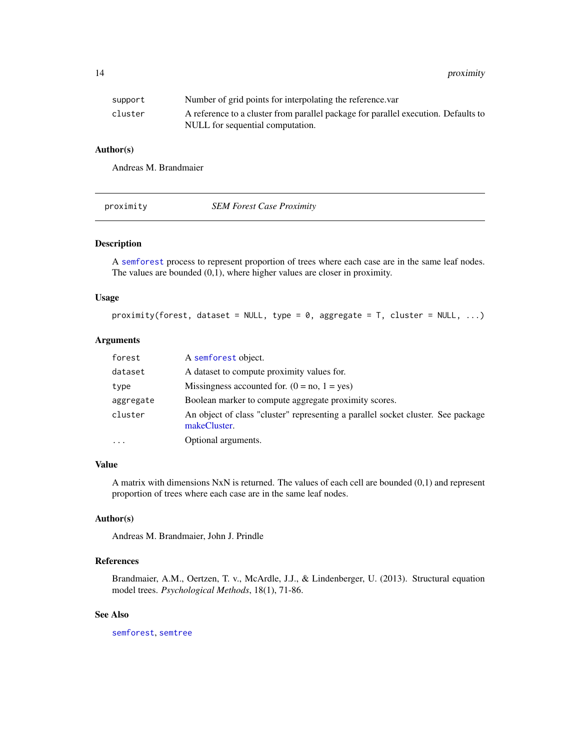| | |
|---|---|
| support | Number of grid points for interpolating the reference.var |
| cluster | A reference to a cluster from parallel package for parallel execution. Defaults to NULL for sequential computation. |

### Author(s)

Andreas M. Brandmaier

---

## proximity — *SEM Forest Case Proximity*

### Description

A semforest process to represent proportion of trees where each case are in the same leaf nodes. The values are bounded (0,1), where higher values are closer in proximity.

### Usage

```
proximity(forest, dataset = NULL, type = 0, aggregate = T, cluster = NULL, ...)
```

### Arguments

| | |
|---|---|
| forest | A semforest object. |
| dataset | A dataset to compute proximity values for. |
| type | Missingness accounted for. (0 = no, 1 = yes) |
| aggregate | Boolean marker to compute aggregate proximity scores. |
| cluster | An object of class "cluster" representing a parallel socket cluster. See package makeCluster. |
| ... | Optional arguments. |

### Value

A matrix with dimensions NxN is returned. The values of each cell are bounded (0,1) and represent proportion of trees where each case are in the same leaf nodes.

### Author(s)

Andreas M. Brandmaier, John J. Prindle

### References

Brandmaier, A.M., Oertzen, T. v., McArdle, J.J., & Lindenberger, U. (2013). Structural equation model trees. *Psychological Methods*, 18(1), 71-86.

### See Also

semforest, semtree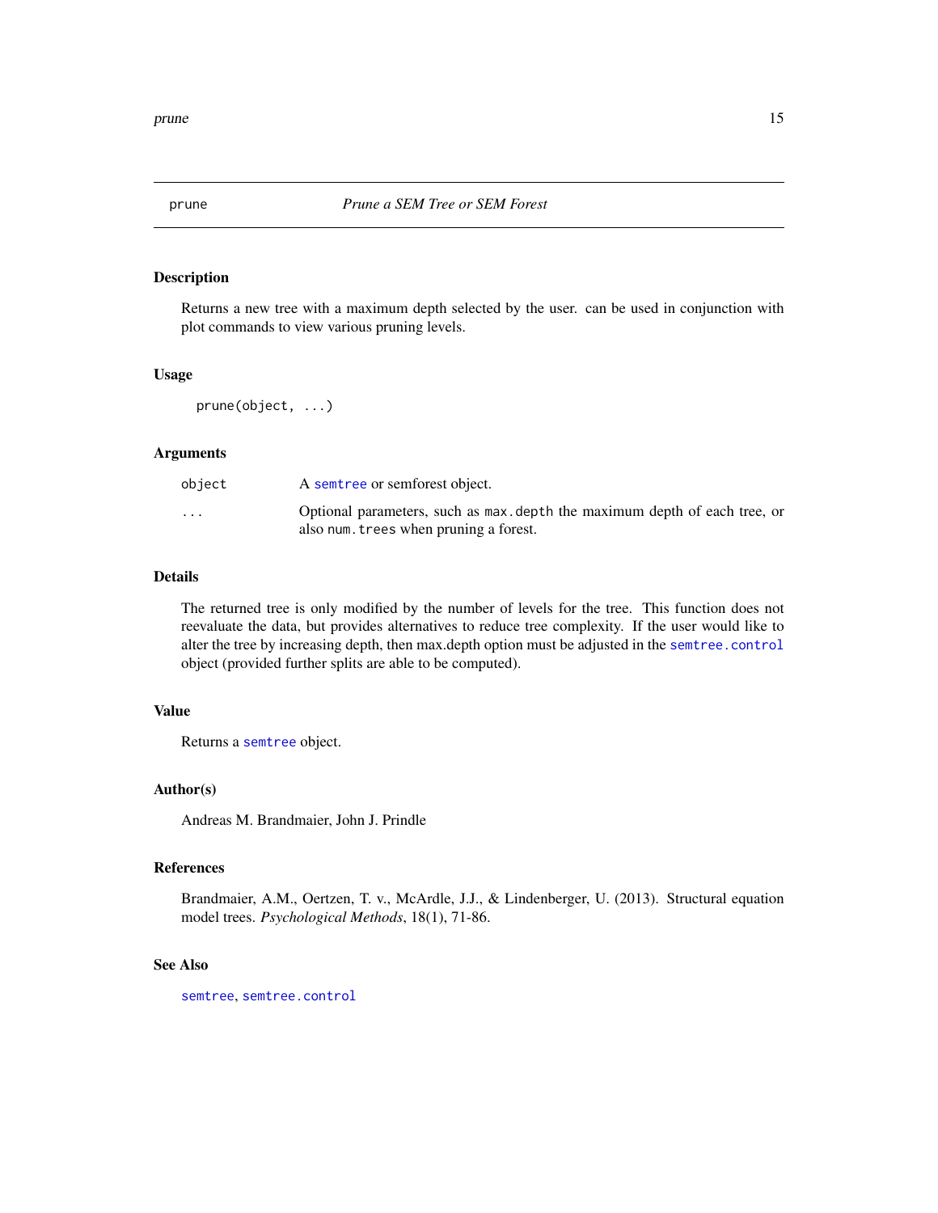# prune — *Prune a SEM Tree or SEM Forest*

## Description

Returns a new tree with a maximum depth selected by the user. can be used in conjunction with plot commands to view various pruning levels.

## Usage

```
prune(object, ...)
```

## Arguments

| | |
|---|---|
| `object` | A `semtree` or semforest object. |
| `...` | Optional parameters, such as `max.depth` the maximum depth of each tree, or also `num.trees` when pruning a forest. |

## Details

The returned tree is only modified by the number of levels for the tree. This function does not reevaluate the data, but provides alternatives to reduce tree complexity. If the user would like to alter the tree by increasing depth, then max.depth option must be adjusted in the `semtree.control` object (provided further splits are able to be computed).

## Value

Returns a `semtree` object.

## Author(s)

Andreas M. Brandmaier, John J. Prindle

## References

Brandmaier, A.M., Oertzen, T. v., McArdle, J.J., & Lindenberger, U. (2013). Structural equation model trees. *Psychological Methods*, 18(1), 71-86.

## See Also

`semtree`, `semtree.control`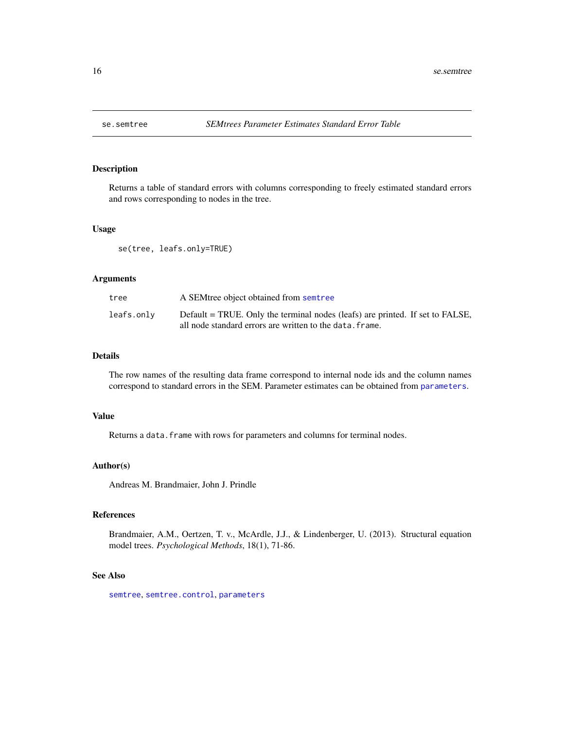# se.semtree — *SEMtrees Parameter Estimates Standard Error Table*

## Description

Returns a table of standard errors with columns corresponding to freely estimated standard errors and rows corresponding to nodes in the tree.

## Usage

```
se(tree, leafs.only=TRUE)
```

## Arguments

| | |
|---|---|
| `tree` | A SEMtree object obtained from `semtree` |
| `leafs.only` | Default = TRUE. Only the terminal nodes (leafs) are printed. If set to FALSE, all node standard errors are written to the `data.frame`. |

## Details

The row names of the resulting data frame correspond to internal node ids and the column names correspond to standard errors in the SEM. Parameter estimates can be obtained from `parameters`.

## Value

Returns a `data.frame` with rows for parameters and columns for terminal nodes.

## Author(s)

Andreas M. Brandmaier, John J. Prindle

## References

Brandmaier, A.M., Oertzen, T. v., McArdle, J.J., & Lindenberger, U. (2013). Structural equation model trees. *Psychological Methods*, 18(1), 71-86.

## See Also

`semtree`, `semtree.control`, `parameters`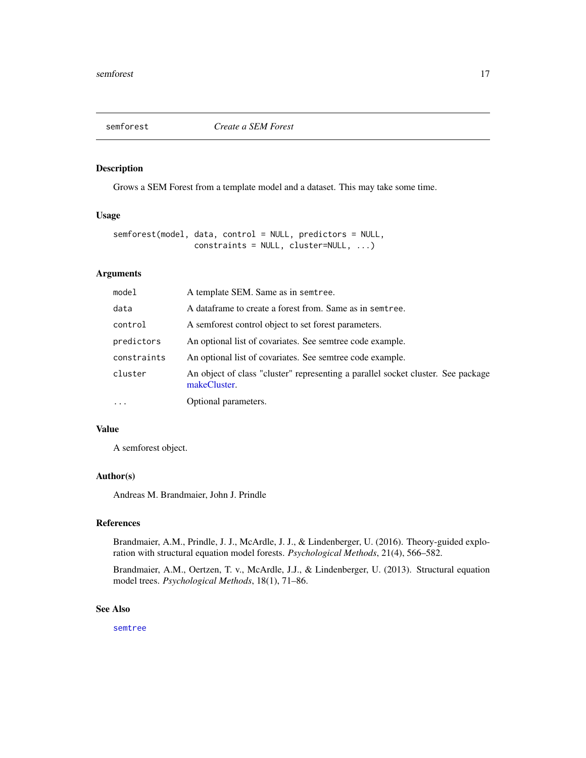## semforest — *Create a SEM Forest*

### Description

Grows a SEM Forest from a template model and a dataset. This may take some time.

### Usage

```
semforest(model, data, control = NULL, predictors = NULL,
                 constraints = NULL, cluster=NULL, ...)
```

### Arguments

| | |
|---|---|
| `model` | A template SEM. Same as in `semtree`. |
| `data` | A dataframe to create a forest from. Same as in `semtree`. |
| `control` | A semforest control object to set forest parameters. |
| `predictors` | An optional list of covariates. See semtree code example. |
| `constraints` | An optional list of covariates. See semtree code example. |
| `cluster` | An object of class "cluster" representing a parallel socket cluster. See package makeCluster. |
| `...` | Optional parameters. |

### Value

A semforest object.

### Author(s)

Andreas M. Brandmaier, John J. Prindle

### References

Brandmaier, A.M., Prindle, J. J., McArdle, J. J., & Lindenberger, U. (2016). Theory-guided exploration with structural equation model forests. *Psychological Methods*, 21(4), 566–582.

Brandmaier, A.M., Oertzen, T. v., McArdle, J.J., & Lindenberger, U. (2013). Structural equation model trees. *Psychological Methods*, 18(1), 71–86.

### See Also

`semtree`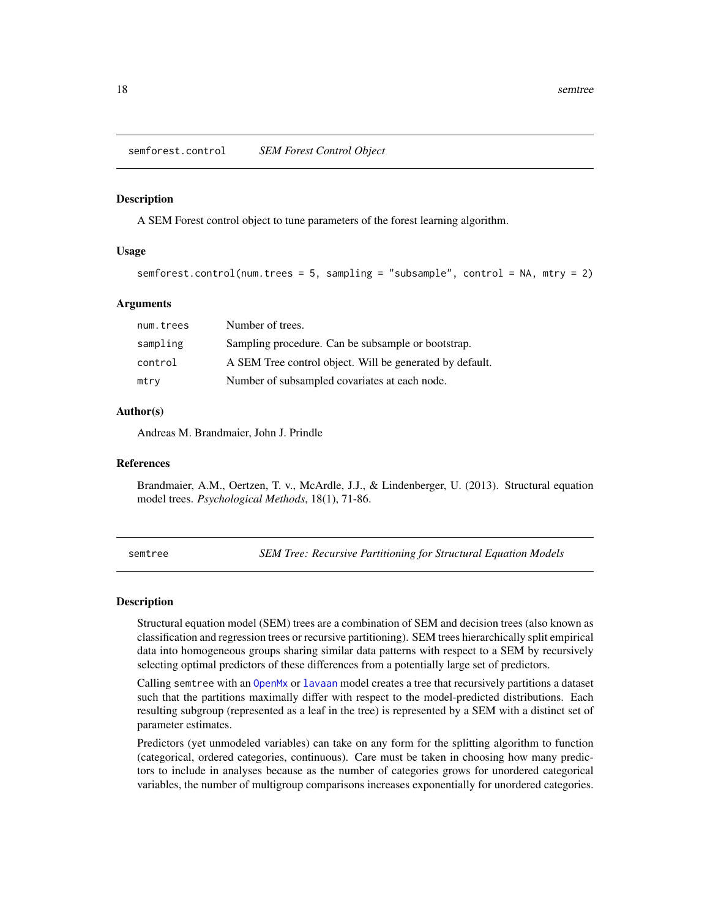## semforest.control — *SEM Forest Control Object*

### Description

A SEM Forest control object to tune parameters of the forest learning algorithm.

### Usage

```
semforest.control(num.trees = 5, sampling = "subsample", control = NA, mtry = 2)
```

### Arguments

| | |
|---|---|
| num.trees | Number of trees. |
| sampling | Sampling procedure. Can be subsample or bootstrap. |
| control | A SEM Tree control object. Will be generated by default. |
| mtry | Number of subsampled covariates at each node. |

### Author(s)

Andreas M. Brandmaier, John J. Prindle

### References

Brandmaier, A.M., Oertzen, T. v., McArdle, J.J., & Lindenberger, U. (2013). Structural equation model trees. *Psychological Methods*, 18(1), 71-86.

## semtree — *SEM Tree: Recursive Partitioning for Structural Equation Models*

### Description

Structural equation model (SEM) trees are a combination of SEM and decision trees (also known as classification and regression trees or recursive partitioning). SEM trees hierarchically split empirical data into homogeneous groups sharing similar data patterns with respect to a SEM by recursively selecting optimal predictors of these differences from a potentially large set of predictors.

Calling semtree with an OpenMx or lavaan model creates a tree that recursively partitions a dataset such that the partitions maximally differ with respect to the model-predicted distributions. Each resulting subgroup (represented as a leaf in the tree) is represented by a SEM with a distinct set of parameter estimates.

Predictors (yet unmodeled variables) can take on any form for the splitting algorithm to function (categorical, ordered categories, continuous). Care must be taken in choosing how many predictors to include in analyses because as the number of categories grows for unordered categorical variables, the number of multigroup comparisons increases exponentially for unordered categories.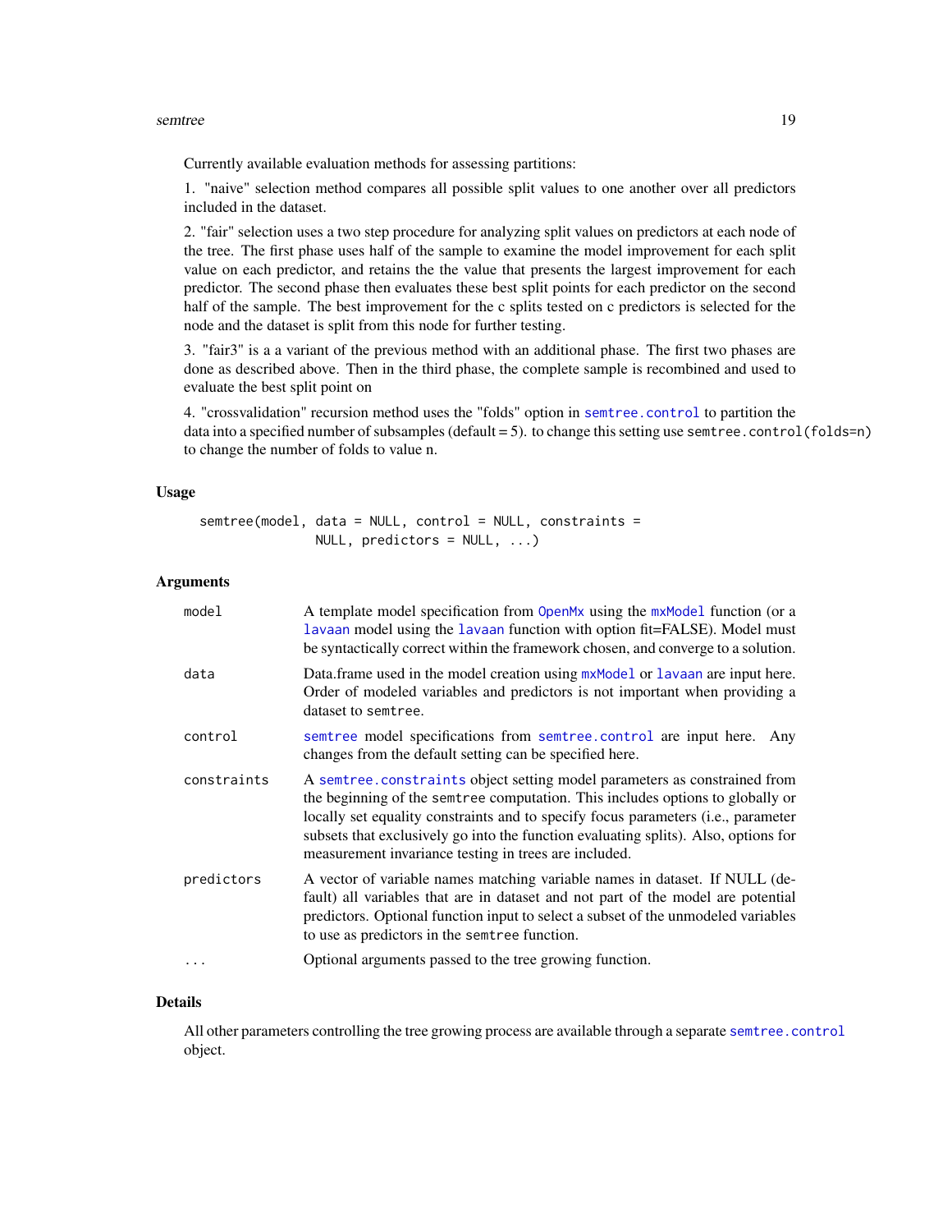Currently available evaluation methods for assessing partitions:

1. "naive" selection method compares all possible split values to one another over all predictors included in the dataset.

2. "fair" selection uses a two step procedure for analyzing split values on predictors at each node of the tree. The first phase uses half of the sample to examine the model improvement for each split value on each predictor, and retains the the value that presents the largest improvement for each predictor. The second phase then evaluates these best split points for each predictor on the second half of the sample. The best improvement for the c splits tested on c predictors is selected for the node and the dataset is split from this node for further testing.

3. "fair3" is a a variant of the previous method with an additional phase. The first two phases are done as described above. Then in the third phase, the complete sample is recombined and used to evaluate the best split point on

4. "crossvalidation" recursion method uses the "folds" option in `semtree.control` to partition the data into a specified number of subsamples (default = 5). to change this setting use `semtree.control(folds=n)` to change the number of folds to value n.

### Usage

```
semtree(model, data = NULL, control = NULL, constraints =
               NULL, predictors = NULL, ...)
```

### Arguments

| | |
|---|---|
| `model` | A template model specification from `OpenMx` using the `mxModel` function (or a `lavaan` model using the `lavaan` function with option fit=FALSE). Model must be syntactically correct within the framework chosen, and converge to a solution. |
| `data` | Data.frame used in the model creation using `mxModel` or `lavaan` are input here. Order of modeled variables and predictors is not important when providing a dataset to `semtree`. |
| `control` | `semtree` model specifications from `semtree.control` are input here. Any changes from the default setting can be specified here. |
| `constraints` | A `semtree.constraints` object setting model parameters as constrained from the beginning of the `semtree` computation. This includes options to globally or locally set equality constraints and to specify focus parameters (i.e., parameter subsets that exclusively go into the function evaluating splits). Also, options for measurement invariance testing in trees are included. |
| `predictors` | A vector of variable names matching variable names in dataset. If NULL (default) all variables that are in dataset and not part of the model are potential predictors. Optional function input to select a subset of the unmodeled variables to use as predictors in the `semtree` function. |
| `...` | Optional arguments passed to the tree growing function. |

### Details

All other parameters controlling the tree growing process are available through a separate `semtree.control` object.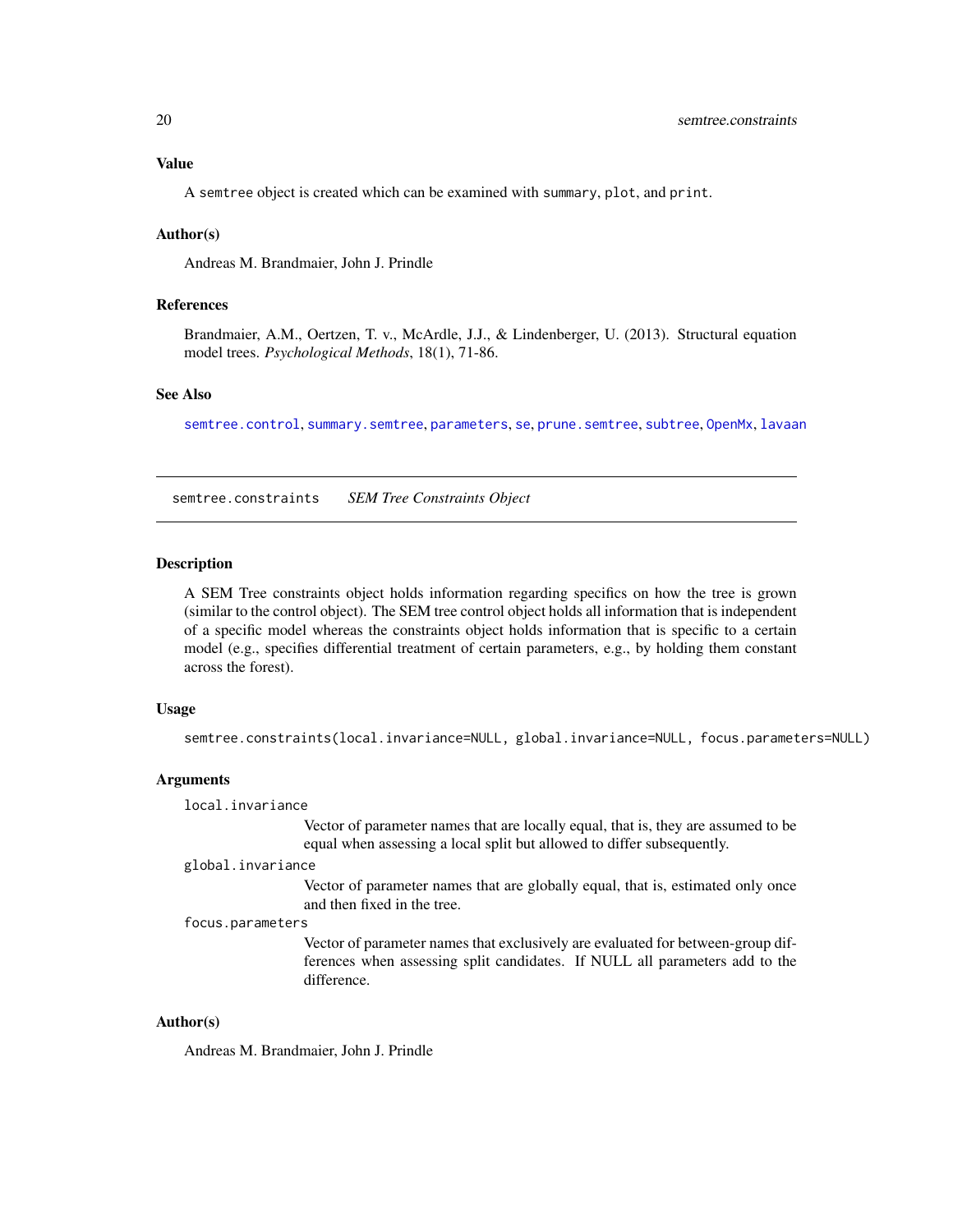### Value

A `semtree` object is created which can be examined with `summary`, `plot`, and `print`.

### Author(s)

Andreas M. Brandmaier, John J. Prindle

### References

Brandmaier, A.M., Oertzen, T. v., McArdle, J.J., & Lindenberger, U. (2013). Structural equation model trees. *Psychological Methods*, 18(1), 71-86.

### See Also

`semtree.control`, `summary.semtree`, `parameters`, `se`, `prune.semtree`, `subtree`, `OpenMx`, `lavaan`

---

## semtree.constraints *SEM Tree Constraints Object*

### Description

A SEM Tree constraints object holds information regarding specifics on how the tree is grown (similar to the control object). The SEM tree control object holds all information that is independent of a specific model whereas the constraints object holds information that is specific to a certain model (e.g., specifies differential treatment of certain parameters, e.g., by holding them constant across the forest).

### Usage

```
semtree.constraints(local.invariance=NULL, global.invariance=NULL, focus.parameters=NULL)
```

### Arguments

`local.invariance`
: Vector of parameter names that are locally equal, that is, they are assumed to be equal when assessing a local split but allowed to differ subsequently.

`global.invariance`
: Vector of parameter names that are globally equal, that is, estimated only once and then fixed in the tree.

`focus.parameters`
: Vector of parameter names that exclusively are evaluated for between-group differences when assessing split candidates. If NULL all parameters add to the difference.

### Author(s)

Andreas M. Brandmaier, John J. Prindle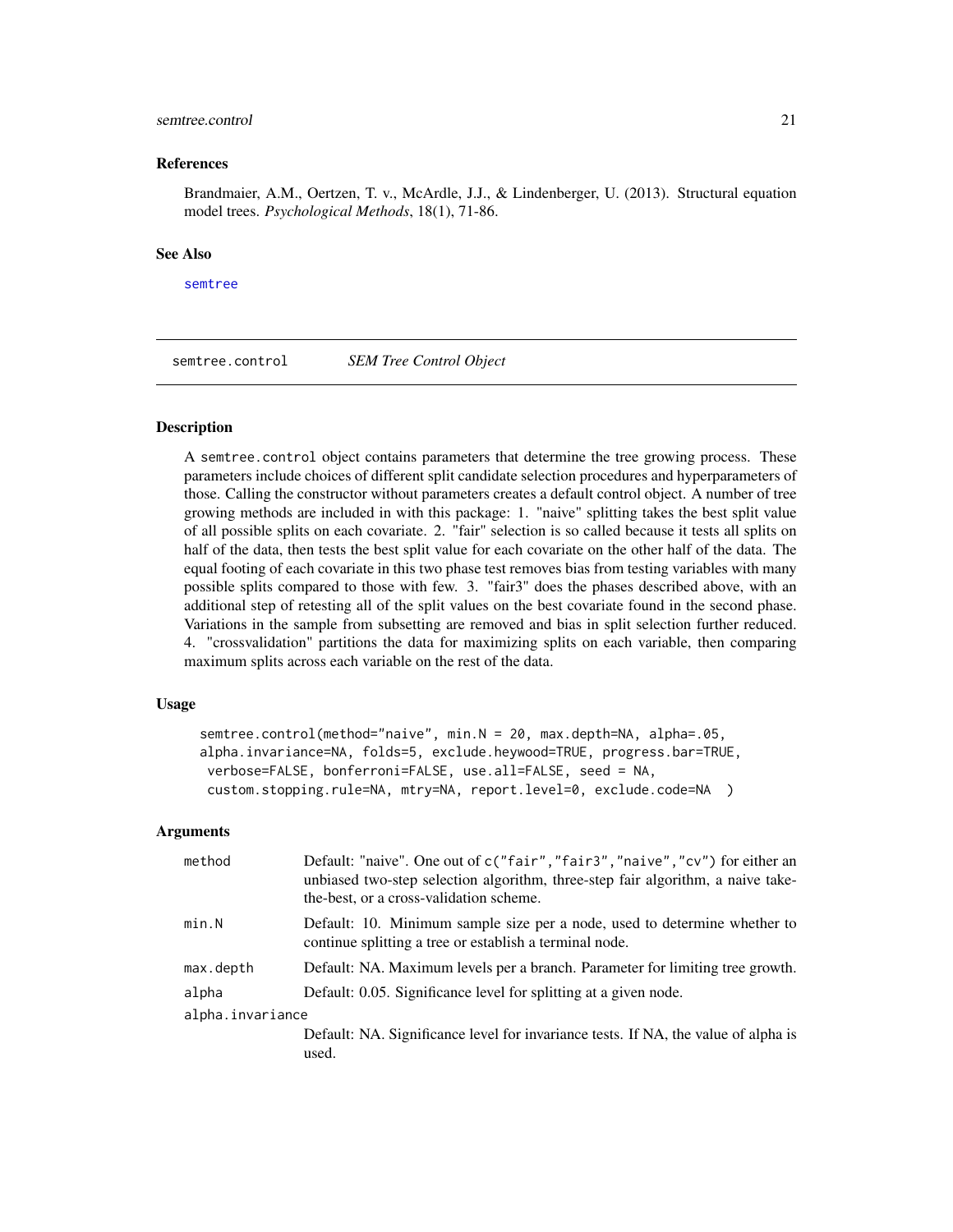### References

Brandmaier, A.M., Oertzen, T. v., McArdle, J.J., & Lindenberger, U. (2013). Structural equation model trees. *Psychological Methods*, 18(1), 71-86.

### See Also

semtree

---

## semtree.control — *SEM Tree Control Object*

### Description

A semtree.control object contains parameters that determine the tree growing process. These parameters include choices of different split candidate selection procedures and hyperparameters of those. Calling the constructor without parameters creates a default control object. A number of tree growing methods are included in with this package: 1. "naive" splitting takes the best split value of all possible splits on each covariate. 2. "fair" selection is so called because it tests all splits on half of the data, then tests the best split value for each covariate on the other half of the data. The equal footing of each covariate in this two phase test removes bias from testing variables with many possible splits compared to those with few. 3. "fair3" does the phases described above, with an additional step of retesting all of the split values on the best covariate found in the second phase. Variations in the sample from subsetting are removed and bias in split selection further reduced. 4. "crossvalidation" partitions the data for maximizing splits on each variable, then comparing maximum splits across each variable on the rest of the data.

### Usage

```
semtree.control(method="naive", min.N = 20, max.depth=NA, alpha=.05,
alpha.invariance=NA, folds=5, exclude.heywood=TRUE, progress.bar=TRUE,
 verbose=FALSE, bonferroni=FALSE, use.all=FALSE, seed = NA,
 custom.stopping.rule=NA, mtry=NA, report.level=0, exclude.code=NA  )
```

### Arguments

| | |
|---|---|
| method | Default: "naive". One out of c("fair","fair3","naive","cv") for either an unbiased two-step selection algorithm, three-step fair algorithm, a naive take-the-best, or a cross-validation scheme. |
| min.N | Default: 10. Minimum sample size per a node, used to determine whether to continue splitting a tree or establish a terminal node. |
| max.depth | Default: NA. Maximum levels per a branch. Parameter for limiting tree growth. |
| alpha | Default: 0.05. Significance level for splitting at a given node. |
| alpha.invariance | Default: NA. Significance level for invariance tests. If NA, the value of alpha is used. |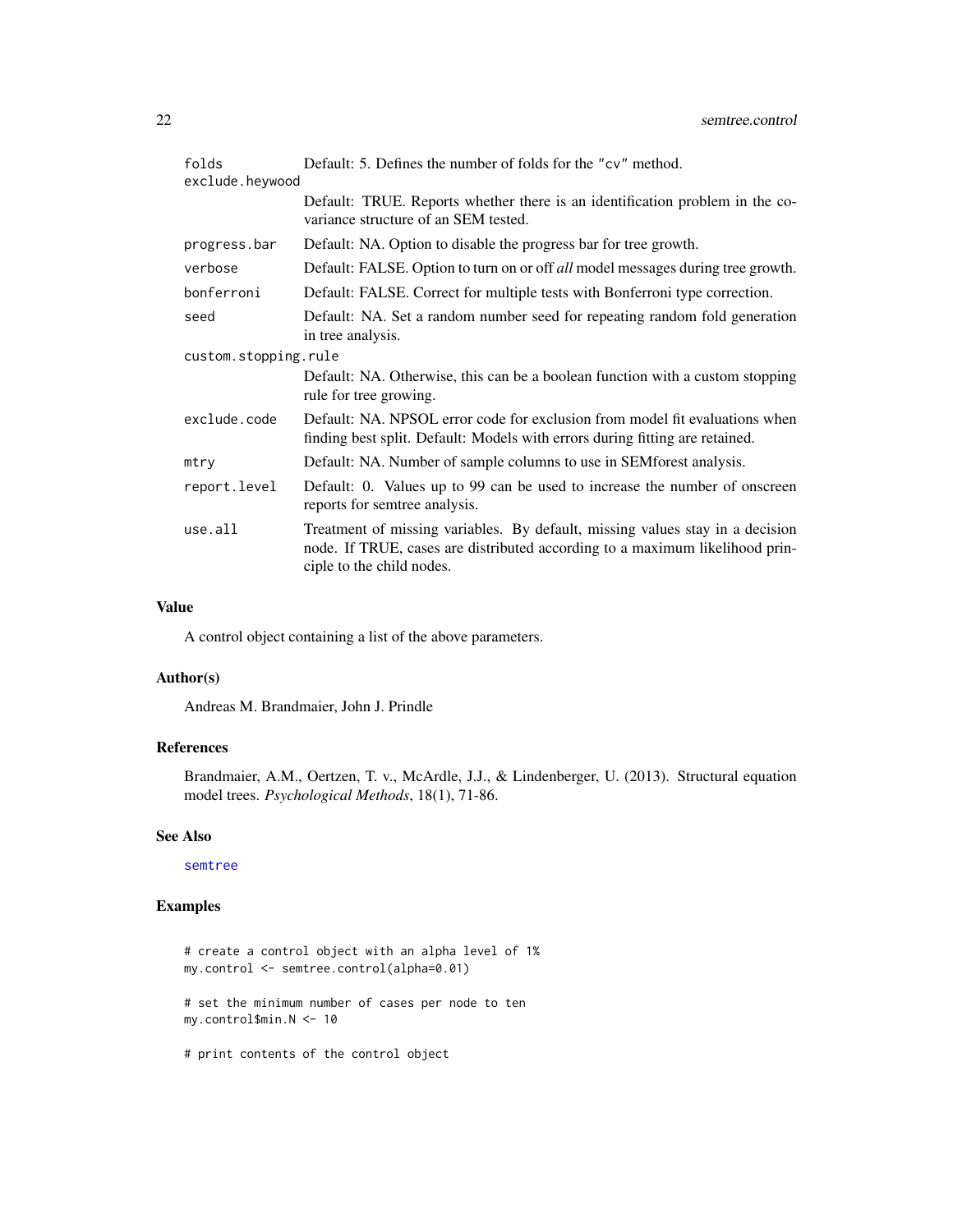| | |
|---|---|
| `folds` | Default: 5. Defines the number of folds for the "cv" method. |
| `exclude.heywood` | Default: TRUE. Reports whether there is an identification problem in the covariance structure of an SEM tested. |
| `progress.bar` | Default: NA. Option to disable the progress bar for tree growth. |
| `verbose` | Default: FALSE. Option to turn on or off *all* model messages during tree growth. |
| `bonferroni` | Default: FALSE. Correct for multiple tests with Bonferroni type correction. |
| `seed` | Default: NA. Set a random number seed for repeating random fold generation in tree analysis. |
| `custom.stopping.rule` | Default: NA. Otherwise, this can be a boolean function with a custom stopping rule for tree growing. |
| `exclude.code` | Default: NA. NPSOL error code for exclusion from model fit evaluations when finding best split. Default: Models with errors during fitting are retained. |
| `mtry` | Default: NA. Number of sample columns to use in SEMforest analysis. |
| `report.level` | Default: 0. Values up to 99 can be used to increase the number of onscreen reports for semtree analysis. |
| `use.all` | Treatment of missing variables. By default, missing values stay in a decision node. If TRUE, cases are distributed according to a maximum likelihood principle to the child nodes. |

## Value

A control object containing a list of the above parameters.

## Author(s)

Andreas M. Brandmaier, John J. Prindle

## References

Brandmaier, A.M., Oertzen, T. v., McArdle, J.J., & Lindenberger, U. (2013). Structural equation model trees. *Psychological Methods*, 18(1), 71-86.

## See Also

semtree

## Examples

```
# create a control object with an alpha level of 1%
my.control <- semtree.control(alpha=0.01)

# set the minimum number of cases per node to ten
my.control$min.N <- 10

# print contents of the control object
```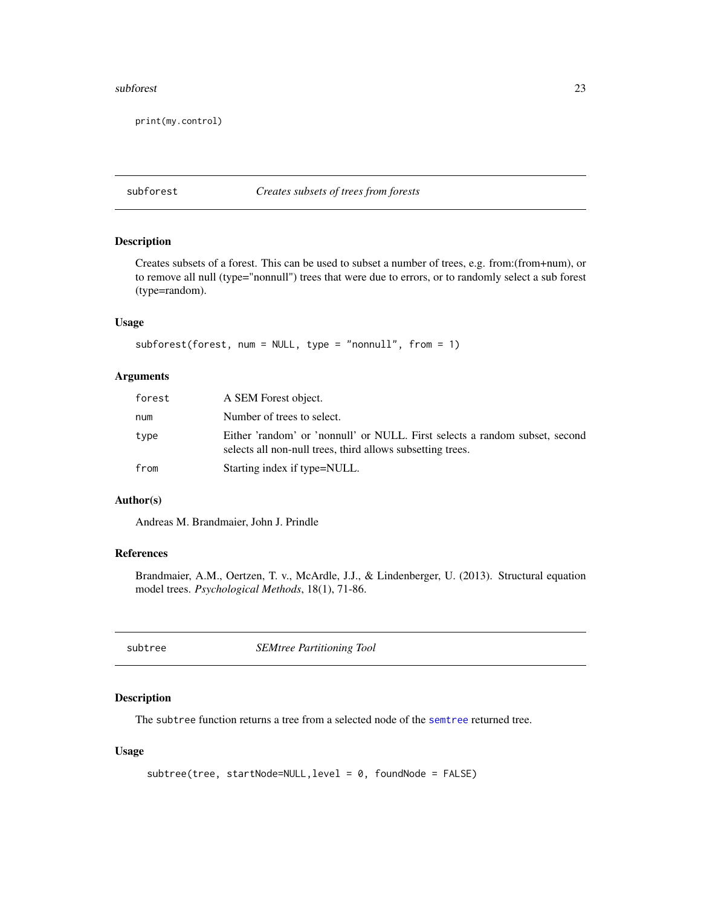```
print(my.control)
```

## subforest — *Creates subsets of trees from forests*

### Description

Creates subsets of a forest. This can be used to subset a number of trees, e.g. from:(from+num), or to remove all null (type="nonnull") trees that were due to errors, or to randomly select a sub forest (type=random).

### Usage

```
subforest(forest, num = NULL, type = "nonnull", from = 1)
```

### Arguments

| | |
|---|---|
| `forest` | A SEM Forest object. |
| `num` | Number of trees to select. |
| `type` | Either 'random' or 'nonnull' or NULL. First selects a random subset, second selects all non-null trees, third allows subsetting trees. |
| `from` | Starting index if type=NULL. |

### Author(s)

Andreas M. Brandmaier, John J. Prindle

### References

Brandmaier, A.M., Oertzen, T. v., McArdle, J.J., & Lindenberger, U. (2013). Structural equation model trees. *Psychological Methods*, 18(1), 71-86.

## subtree — *SEMtree Partitioning Tool*

### Description

The `subtree` function returns a tree from a selected node of the `semtree` returned tree.

### Usage

```
subtree(tree, startNode=NULL,level = 0, foundNode = FALSE)
```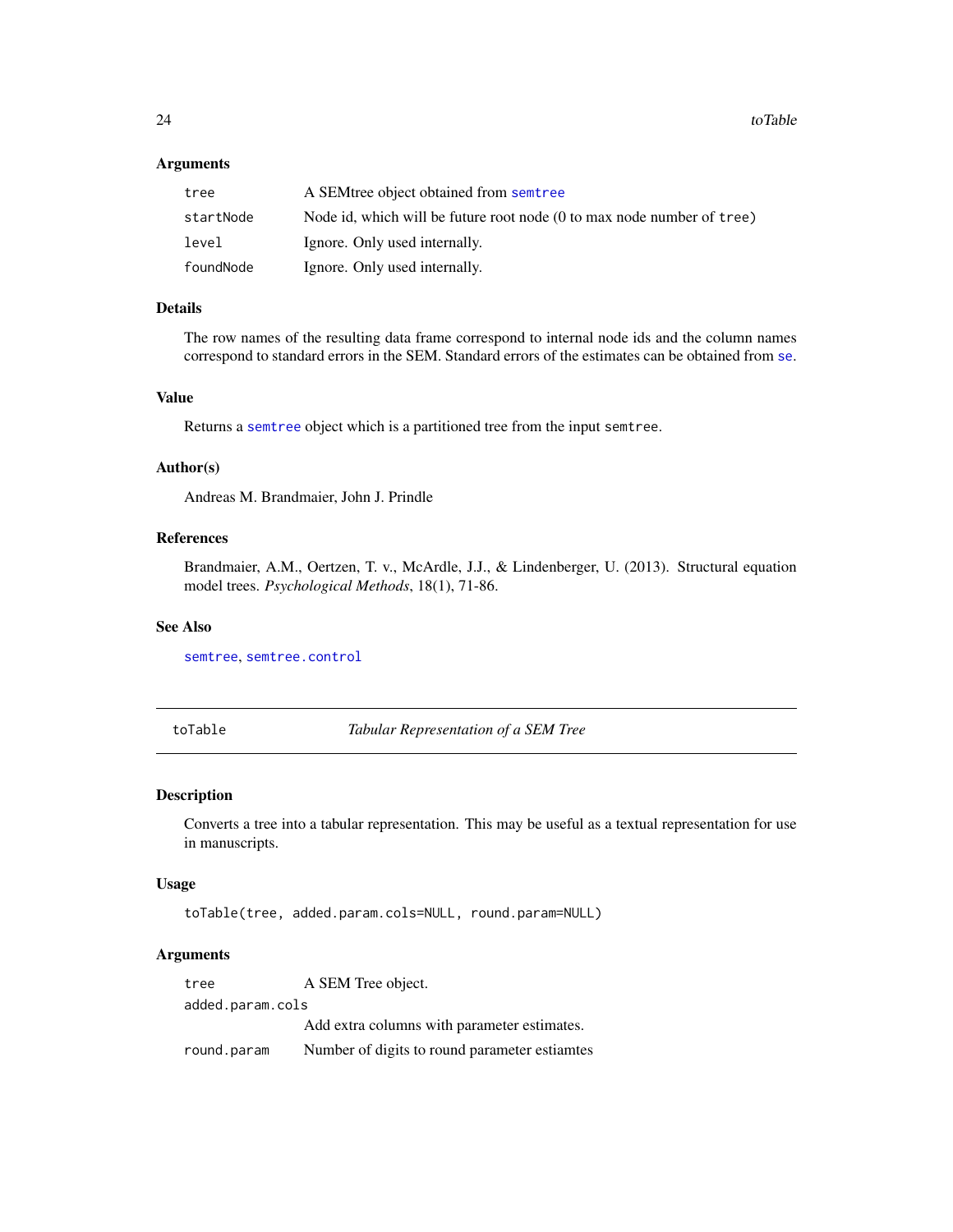### Arguments

| | |
|---|---|
| `tree` | A SEMtree object obtained from `semtree` |
| `startNode` | Node id, which will be future root node (0 to max node number of `tree`) |
| `level` | Ignore. Only used internally. |
| `foundNode` | Ignore. Only used internally. |

### Details

The row names of the resulting data frame correspond to internal node ids and the column names correspond to standard errors in the SEM. Standard errors of the estimates can be obtained from `se`.

### Value

Returns a `semtree` object which is a partitioned tree from the input `semtree`.

### Author(s)

Andreas M. Brandmaier, John J. Prindle

### References

Brandmaier, A.M., Oertzen, T. v., McArdle, J.J., & Lindenberger, U. (2013). Structural equation model trees. *Psychological Methods*, 18(1), 71-86.

### See Also

`semtree`, `semtree.control`

---

## toTable — *Tabular Representation of a SEM Tree*

### Description

Converts a tree into a tabular representation. This may be useful as a textual representation for use in manuscripts.

### Usage

```
toTable(tree, added.param.cols=NULL, round.param=NULL)
```

### Arguments

| | |
|---|---|
| `tree` | A SEM Tree object. |
| `added.param.cols` | Add extra columns with parameter estimates. |
| `round.param` | Number of digits to round parameter estiamtes |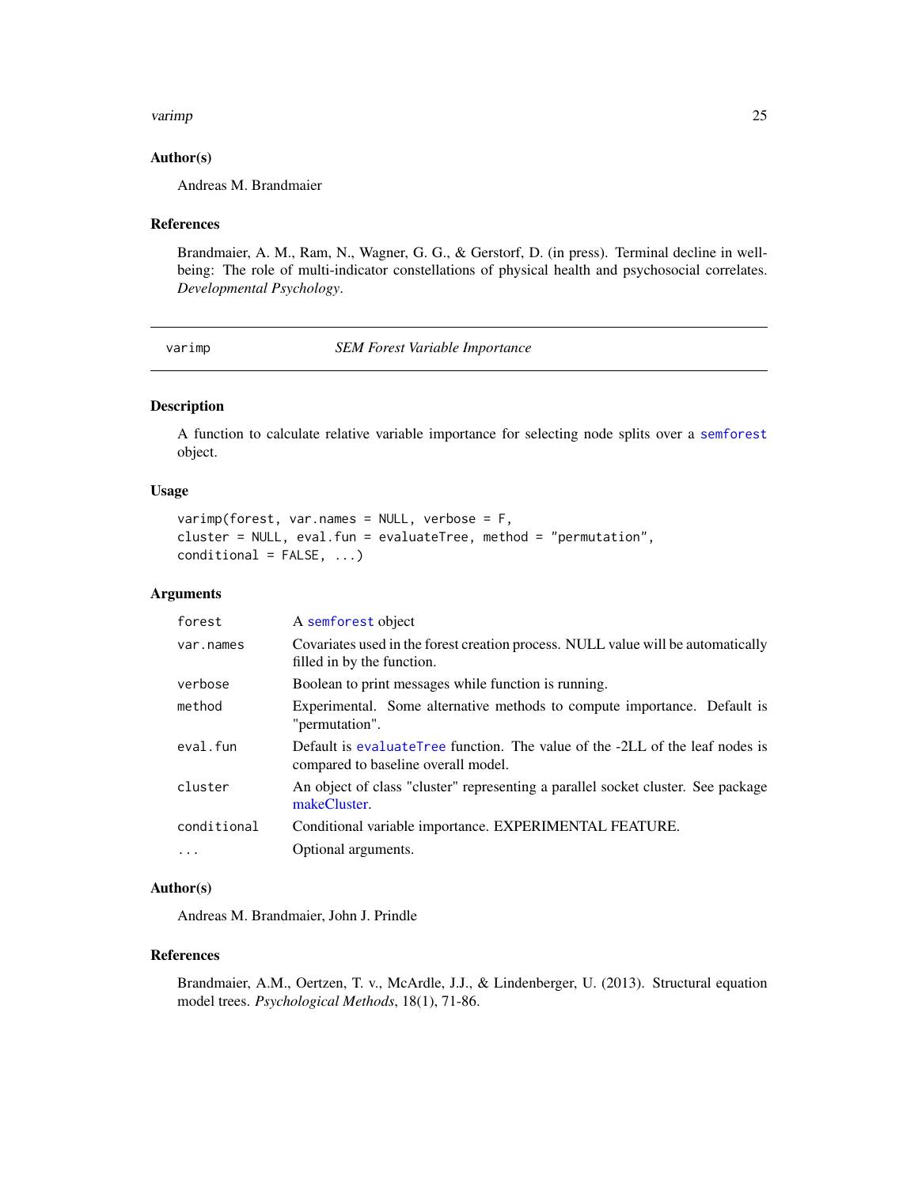### Author(s)

Andreas M. Brandmaier

### References

Brandmaier, A. M., Ram, N., Wagner, G. G., & Gerstorf, D. (in press). Terminal decline in well-being: The role of multi-indicator constellations of physical health and psychosocial correlates. *Developmental Psychology*.

---

## varimp — *SEM Forest Variable Importance*

### Description

A function to calculate relative variable importance for selecting node splits over a `semforest` object.

### Usage

```
varimp(forest, var.names = NULL, verbose = F,
cluster = NULL, eval.fun = evaluateTree, method = "permutation",
conditional = FALSE, ...)
```

### Arguments

| | |
|---|---|
| `forest` | A `semforest` object |
| `var.names` | Covariates used in the forest creation process. NULL value will be automatically filled in by the function. |
| `verbose` | Boolean to print messages while function is running. |
| `method` | Experimental. Some alternative methods to compute importance. Default is "permutation". |
| `eval.fun` | Default is `evaluateTree` function. The value of the -2LL of the leaf nodes is compared to baseline overall model. |
| `cluster` | An object of class "cluster" representing a parallel socket cluster. See package makeCluster. |
| `conditional` | Conditional variable importance. EXPERIMENTAL FEATURE. |
| `...` | Optional arguments. |

### Author(s)

Andreas M. Brandmaier, John J. Prindle

### References

Brandmaier, A.M., Oertzen, T. v., McArdle, J.J., & Lindenberger, U. (2013). Structural equation model trees. *Psychological Methods*, 18(1), 71-86.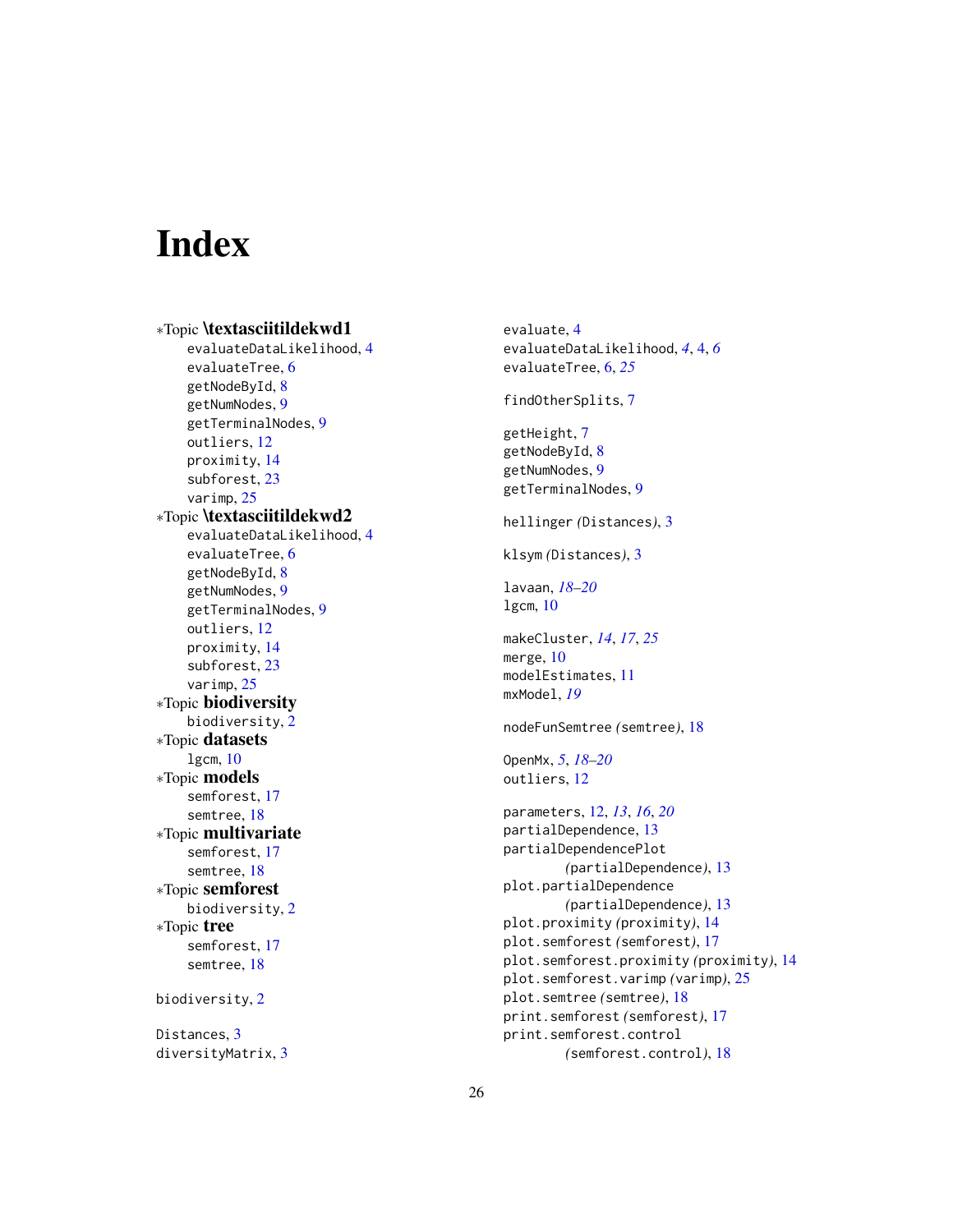# Index

*Topic **\textasciitildekwd1**
- evaluateDataLikelihood, 4
- evaluateTree, 6
- getNodeById, 8
- getNumNodes, 9
- getTerminalNodes, 9
- outliers, 12
- proximity, 14
- subforest, 23
- varimp, 25

*Topic **\textasciitildekwd2**
- evaluateDataLikelihood, 4
- evaluateTree, 6
- getNodeById, 8
- getNumNodes, 9
- getTerminalNodes, 9
- outliers, 12
- proximity, 14
- subforest, 23
- varimp, 25

*Topic **biodiversity**
- biodiversity, 2

*Topic **datasets**
- lgcm, 10

*Topic **models**
- semforest, 17
- semtree, 18

*Topic **multivariate**
- semforest, 17
- semtree, 18

*Topic **semforest**
- biodiversity, 2

*Topic **tree**
- semforest, 17
- semtree, 18

biodiversity, 2

Distances, 3
diversityMatrix, 3

evaluate, 4
evaluateDataLikelihood, *4*, 4, *6*
evaluateTree, 6, *25*

findOtherSplits, 7

getHeight, 7
getNodeById, 8
getNumNodes, 9
getTerminalNodes, 9

hellinger *(Distances)*, 3

klsym *(Distances)*, 3

lavaan, *18–20*
lgcm, 10

makeCluster, *14*, *17*, *25*
merge, 10
modelEstimates, 11
mxModel, *19*

nodeFunSemtree *(semtree)*, 18

OpenMx, *5*, *18–20*
outliers, 12

parameters, 12, *13*, *16*, *20*
partialDependence, 13
partialDependencePlot *(partialDependence)*, 13
plot.partialDependence *(partialDependence)*, 13
plot.proximity *(proximity)*, 14
plot.semforest *(semforest)*, 17
plot.semforest.proximity *(proximity)*, 14
plot.semforest.varimp *(varimp)*, 25
plot.semtree *(semtree)*, 18
print.semforest *(semforest)*, 17
print.semforest.control *(semforest.control)*, 18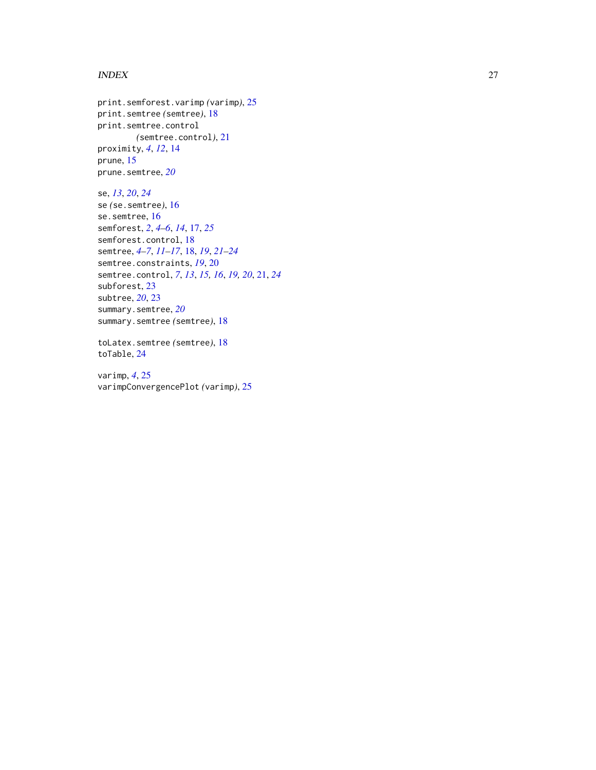print.semforest.varimp *(*varimp*)*, 25
print.semtree *(*semtree*)*, 18
print.semtree.control
        *(*semtree.control*)*, 21
proximity, *4*, *12*, 14
prune, 15
prune.semtree, *20*

se, *13*, *20*, *24*
se *(*se.semtree*)*, 16
se.semtree, 16
semforest, *2*, *4–6*, *14*, 17, *25*
semforest.control, 18
semtree, *4–7*, *11–17*, 18, *19*, *21–24*
semtree.constraints, *19*, 20
semtree.control, *7*, *13*, *15, 16*, *19, 20*, 21, *24*
subforest, 23
subtree, *20*, 23
summary.semtree, *20*
summary.semtree *(*semtree*)*, 18

toLatex.semtree *(*semtree*)*, 18
toTable, 24

varimp, *4*, 25
varimpConvergencePlot *(*varimp*)*, 25